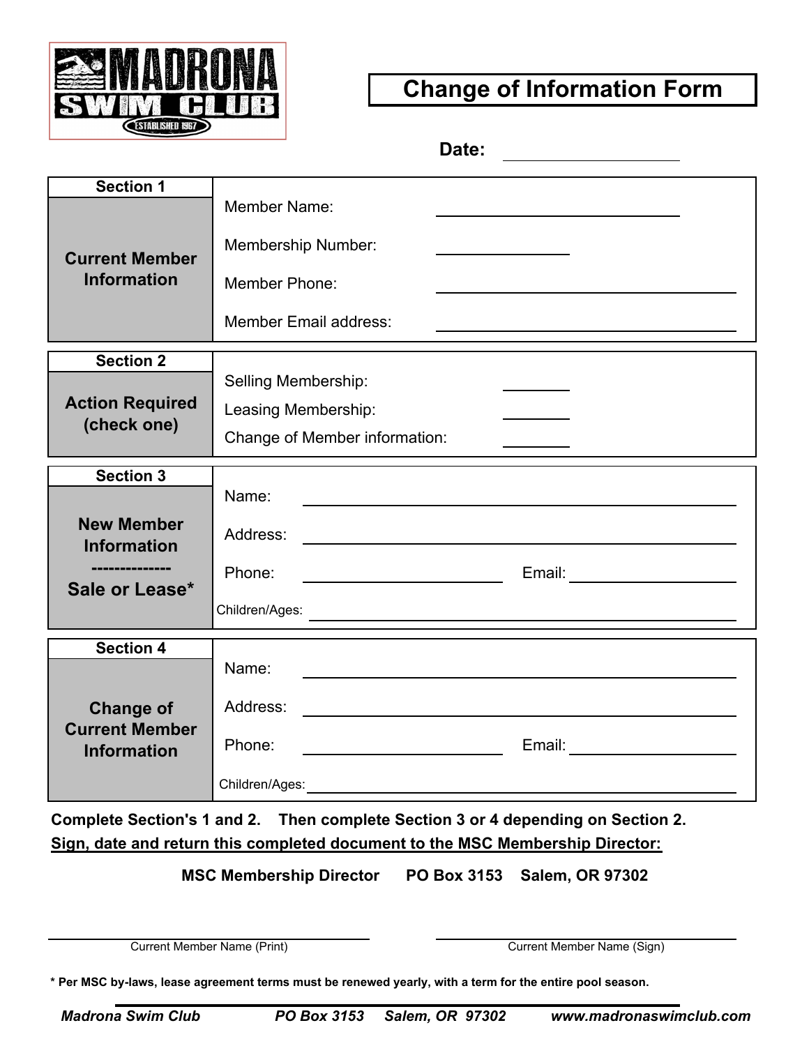**MADRONA SWIM CLUB**
ESTABLISHED 1967

# Change of Information Form

**Date:** ____________________

| **Section 1** | |
|---|---|
| **Current Member Information** | Member Name: ____________________________ |
| | Membership Number: ______________ |
| | Member Phone: ____________________________ |
| | Member Email address: ____________________________ |

| **Section 2** | |
|---|---|
| **Action Required (check one)** | Selling Membership: ________ |
| | Leasing Membership: ________ |
| | Change of Member information: ________ |

| **Section 3** | |
|---|---|
| **New Member Information -------------- Sale or Lease*** | Name: ____________________________ |
| | Address: ____________________________ |
| | Phone: ______________ Email: ______________ |
| | Children/Ages: ____________________________ |

| **Section 4** | |
|---|---|
| **Change of Current Member Information** | Name: ____________________________ |
| | Address: ____________________________ |
| | Phone: ______________ Email: ______________ |
| | Children/Ages: ____________________________ |

**Complete Section's 1 and 2. Then complete Section 3 or 4 depending on Section 2.**

**Sign, date and return this completed document to the MSC Membership Director:**

**MSC Membership Director PO Box 3153 Salem, OR 97302**

____________________________ Current Member Name (Print)

____________________________ Current Member Name (Sign)

**\* Per MSC by-laws, lease agreement terms must be renewed yearly, with a term for the entire pool season.**

***Madrona Swim Club PO Box 3153 Salem, OR 97302 www.madronaswimclub.com***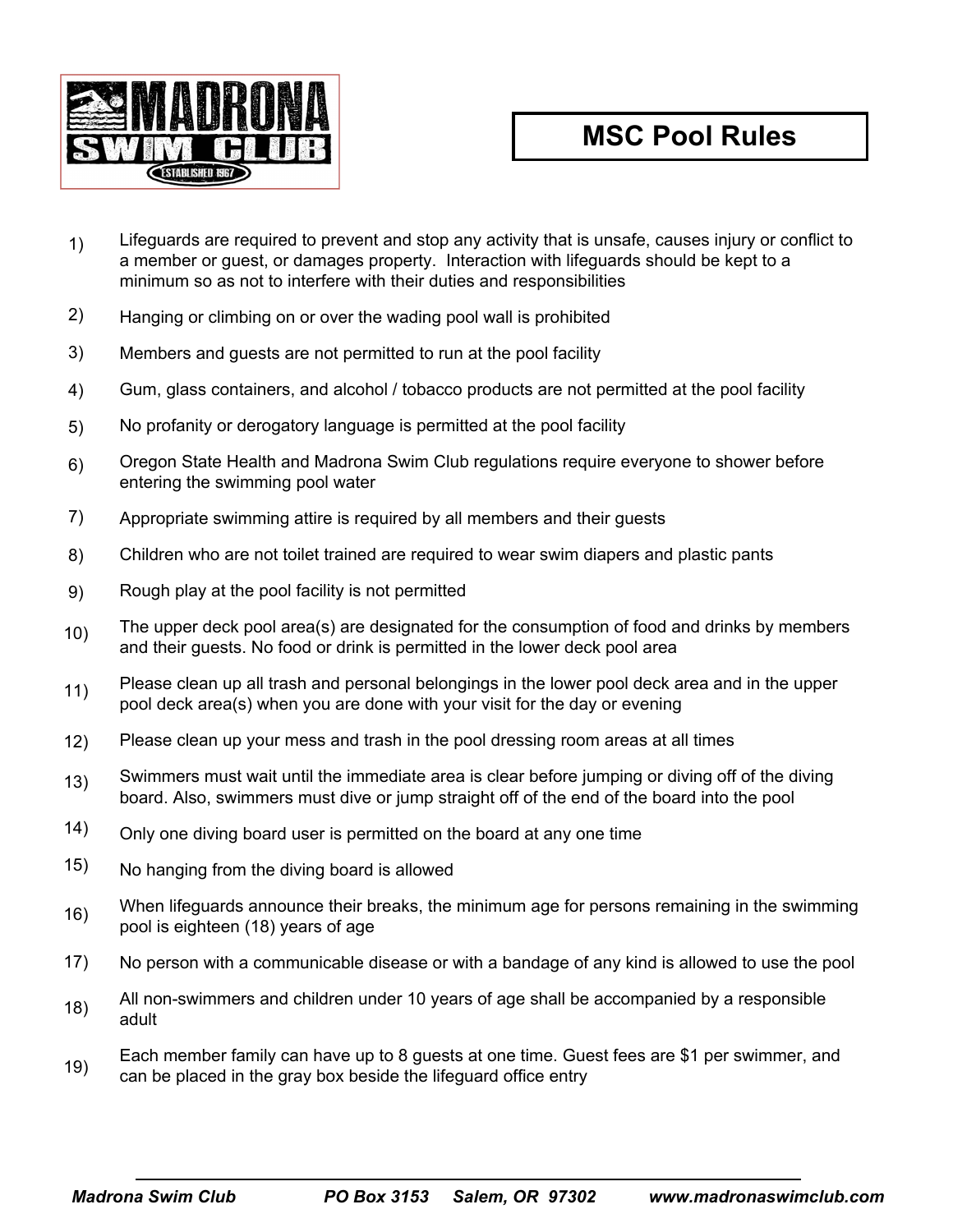# MSC Pool Rules

1) Lifeguards are required to prevent and stop any activity that is unsafe, causes injury or conflict to a member or guest, or damages property. Interaction with lifeguards should be kept to a minimum so as not to interfere with their duties and responsibilities
2) Hanging or climbing on or over the wading pool wall is prohibited
3) Members and guests are not permitted to run at the pool facility
4) Gum, glass containers, and alcohol / tobacco products are not permitted at the pool facility
5) No profanity or derogatory language is permitted at the pool facility
6) Oregon State Health and Madrona Swim Club regulations require everyone to shower before entering the swimming pool water
7) Appropriate swimming attire is required by all members and their guests
8) Children who are not toilet trained are required to wear swim diapers and plastic pants
9) Rough play at the pool facility is not permitted
10) The upper deck pool area(s) are designated for the consumption of food and drinks by members and their guests. No food or drink is permitted in the lower deck pool area
11) Please clean up all trash and personal belongings in the lower pool deck area and in the upper pool deck area(s) when you are done with your visit for the day or evening
12) Please clean up your mess and trash in the pool dressing room areas at all times
13) Swimmers must wait until the immediate area is clear before jumping or diving off of the diving board. Also, swimmers must dive or jump straight off of the end of the board into the pool
14) Only one diving board user is permitted on the board at any one time
15) No hanging from the diving board is allowed
16) When lifeguards announce their breaks, the minimum age for persons remaining in the swimming pool is eighteen (18) years of age
17) No person with a communicable disease or with a bandage of any kind is allowed to use the pool
18) All non-swimmers and children under 10 years of age shall be accompanied by a responsible adult
19) Each member family can have up to 8 guests at one time. Guest fees are $1 per swimmer, and can be placed in the gray box beside the lifeguard office entry

*Madrona Swim Club* *PO Box 3153 Salem, OR 97302* *www.madronaswimclub.com*